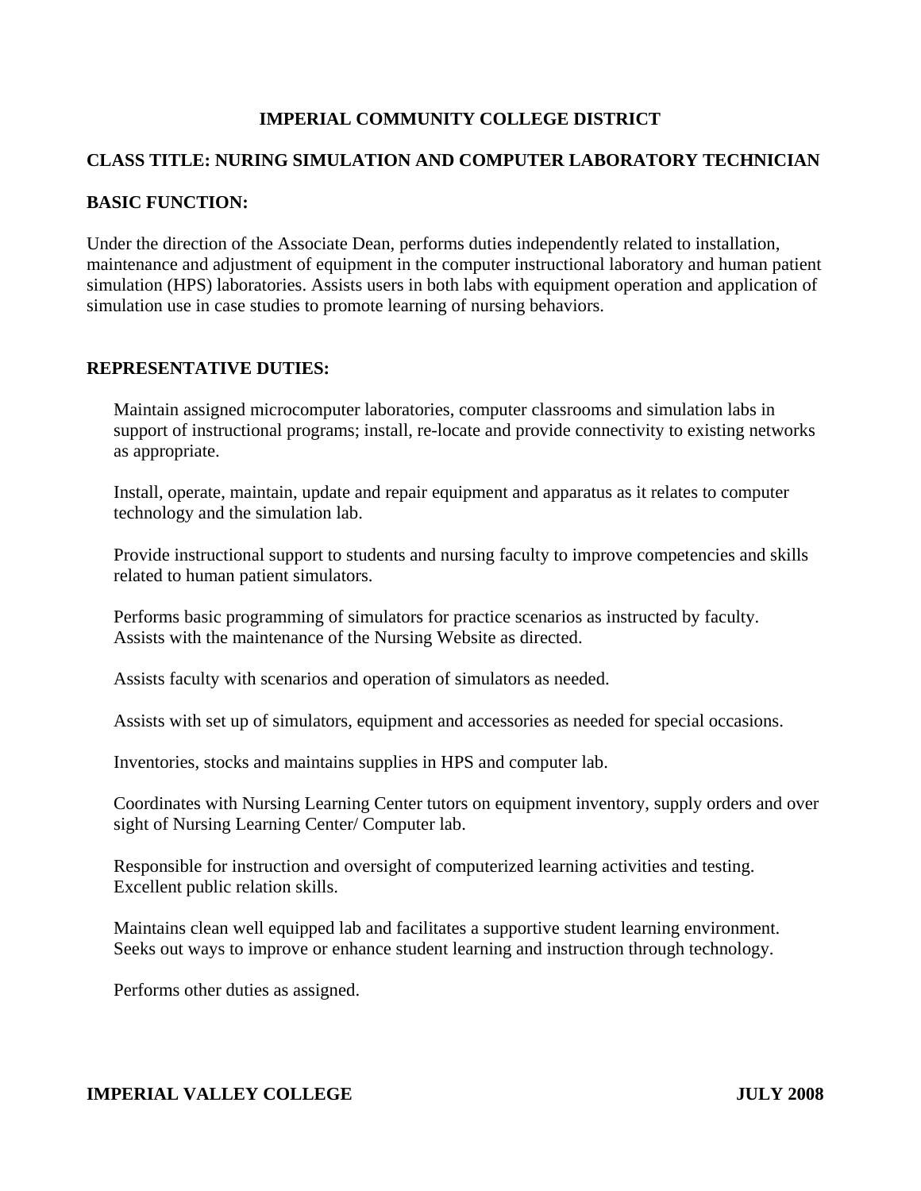# IMPERIAL COMMUNITY COLLEGE DISTRICT

## CLASS TITLE: NURING SIMULATION AND COMPUTER LABORATORY TECHNICIAN

### BASIC FUNCTION:

Under the direction of the Associate Dean, performs duties independently related to installation, maintenance and adjustment of equipment in the computer instructional laboratory and human patient simulation (HPS) laboratories. Assists users in both labs with equipment operation and application of simulation use in case studies to promote learning of nursing behaviors.

### REPRESENTATIVE DUTIES:

Maintain assigned microcomputer laboratories, computer classrooms and simulation labs in support of instructional programs; install, re-locate and provide connectivity to existing networks as appropriate.

Install, operate, maintain, update and repair equipment and apparatus as it relates to computer technology and the simulation lab.

Provide instructional support to students and nursing faculty to improve competencies and skills related to human patient simulators.

Performs basic programming of simulators for practice scenarios as instructed by faculty. Assists with the maintenance of the Nursing Website as directed.

Assists faculty with scenarios and operation of simulators as needed.

Assists with set up of simulators, equipment and accessories as needed for special occasions.

Inventories, stocks and maintains supplies in HPS and computer lab.

Coordinates with Nursing Learning Center tutors on equipment inventory, supply orders and over sight of Nursing Learning Center/ Computer lab.

Responsible for instruction and oversight of computerized learning activities and testing. Excellent public relation skills.

Maintains clean well equipped lab and facilitates a supportive student learning environment. Seeks out ways to improve or enhance student learning and instruction through technology.

Performs other duties as assigned.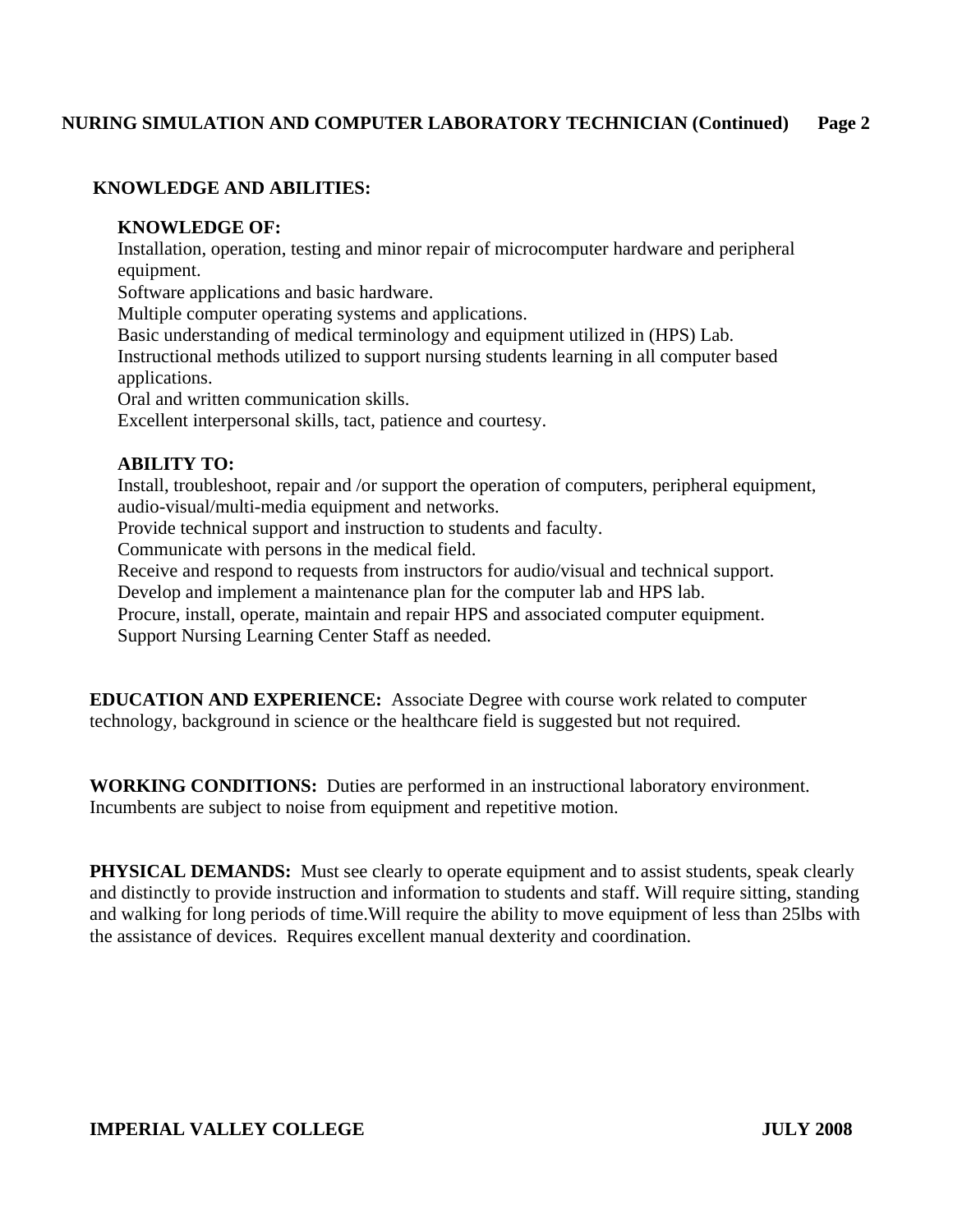## KNOWLEDGE AND ABILITIES:

### KNOWLEDGE OF:

Installation, operation, testing and minor repair of microcomputer hardware and peripheral equipment.
Software applications and basic hardware.
Multiple computer operating systems and applications.
Basic understanding of medical terminology and equipment utilized in (HPS) Lab.
Instructional methods utilized to support nursing students learning in all computer based applications.
Oral and written communication skills.
Excellent interpersonal skills, tact, patience and courtesy.

### ABILITY TO:

Install, troubleshoot, repair and /or support the operation of computers, peripheral equipment, audio-visual/multi-media equipment and networks.
Provide technical support and instruction to students and faculty.
Communicate with persons in the medical field.
Receive and respond to requests from instructors for audio/visual and technical support.
Develop and implement a maintenance plan for the computer lab and HPS lab.
Procure, install, operate, maintain and repair HPS and associated computer equipment.
Support Nursing Learning Center Staff as needed.

**EDUCATION AND EXPERIENCE:** Associate Degree with course work related to computer technology, background in science or the healthcare field is suggested but not required.

**WORKING CONDITIONS:** Duties are performed in an instructional laboratory environment. Incumbents are subject to noise from equipment and repetitive motion.

**PHYSICAL DEMANDS:** Must see clearly to operate equipment and to assist students, speak clearly and distinctly to provide instruction and information to students and staff. Will require sitting, standing and walking for long periods of time.Will require the ability to move equipment of less than 25lbs with the assistance of devices. Requires excellent manual dexterity and coordination.